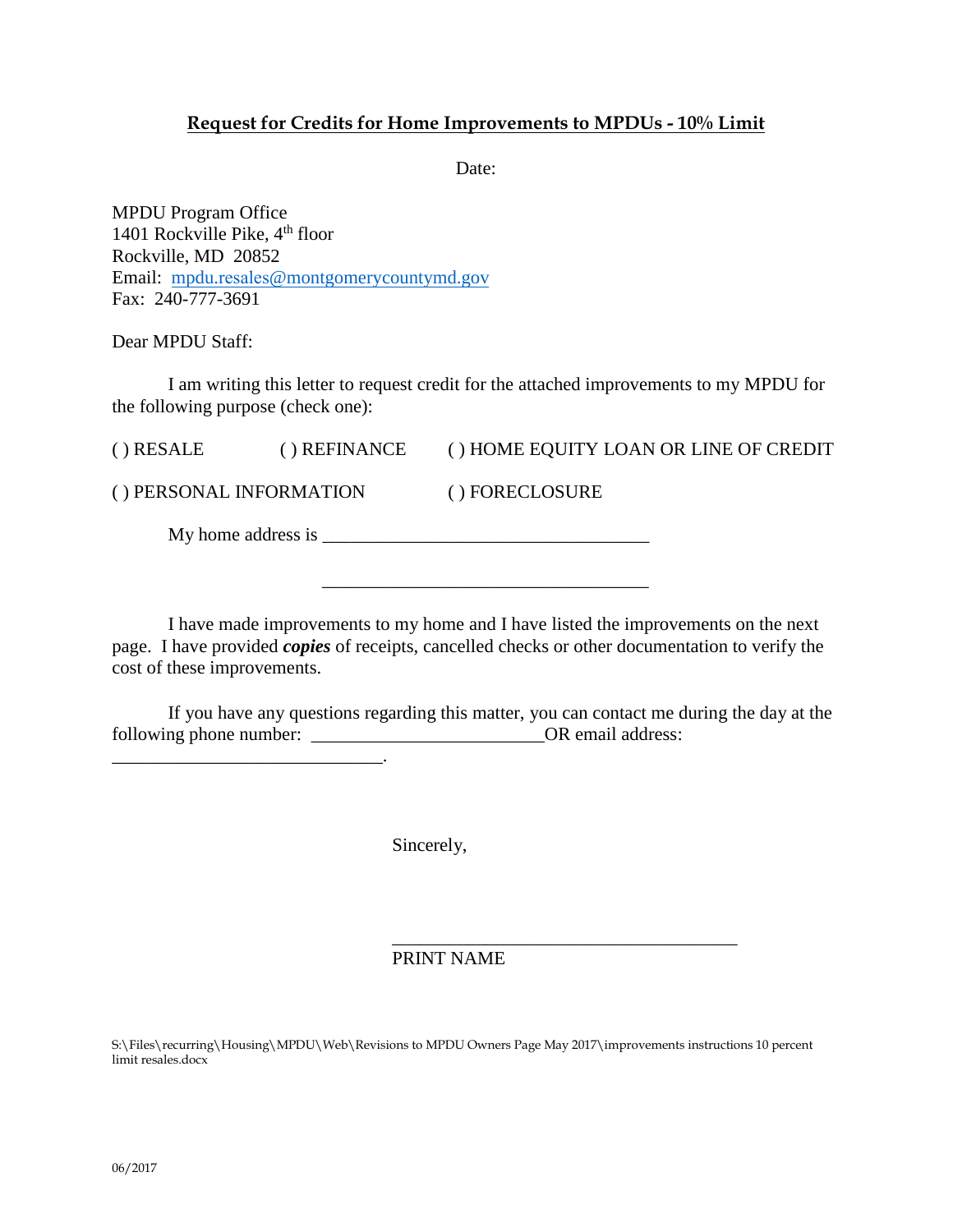**<u>Request for Credits for Home Improvements to MPDUs - 10% Limit</u>**

Date:

MPDU Program Office
1401 Rockville Pike, 4th floor
Rockville, MD 20852
Email: mpdu.resales@montgomerycountymd.gov
Fax: 240-777-3691

Dear MPDU Staff:

I am writing this letter to request credit for the attached improvements to my MPDU for the following purpose (check one):

( ) RESALE ( ) REFINANCE ( ) HOME EQUITY LOAN OR LINE OF CREDIT

( ) PERSONAL INFORMATION ( ) FORECLOSURE

My home address is ___________________________________

___________________________________

I have made improvements to my home and I have listed the improvements on the next page. I have provided ***copies*** of receipts, cancelled checks or other documentation to verify the cost of these improvements.

If you have any questions regarding this matter, you can contact me during the day at the following phone number: _________________________OR email address: _____________________________.

Sincerely,

_____________________________________
PRINT NAME

S:\Files\recurring\Housing\MPDU\Web\Revisions to MPDU Owners Page May 2017\improvements instructions 10 percent limit resales.docx

06/2017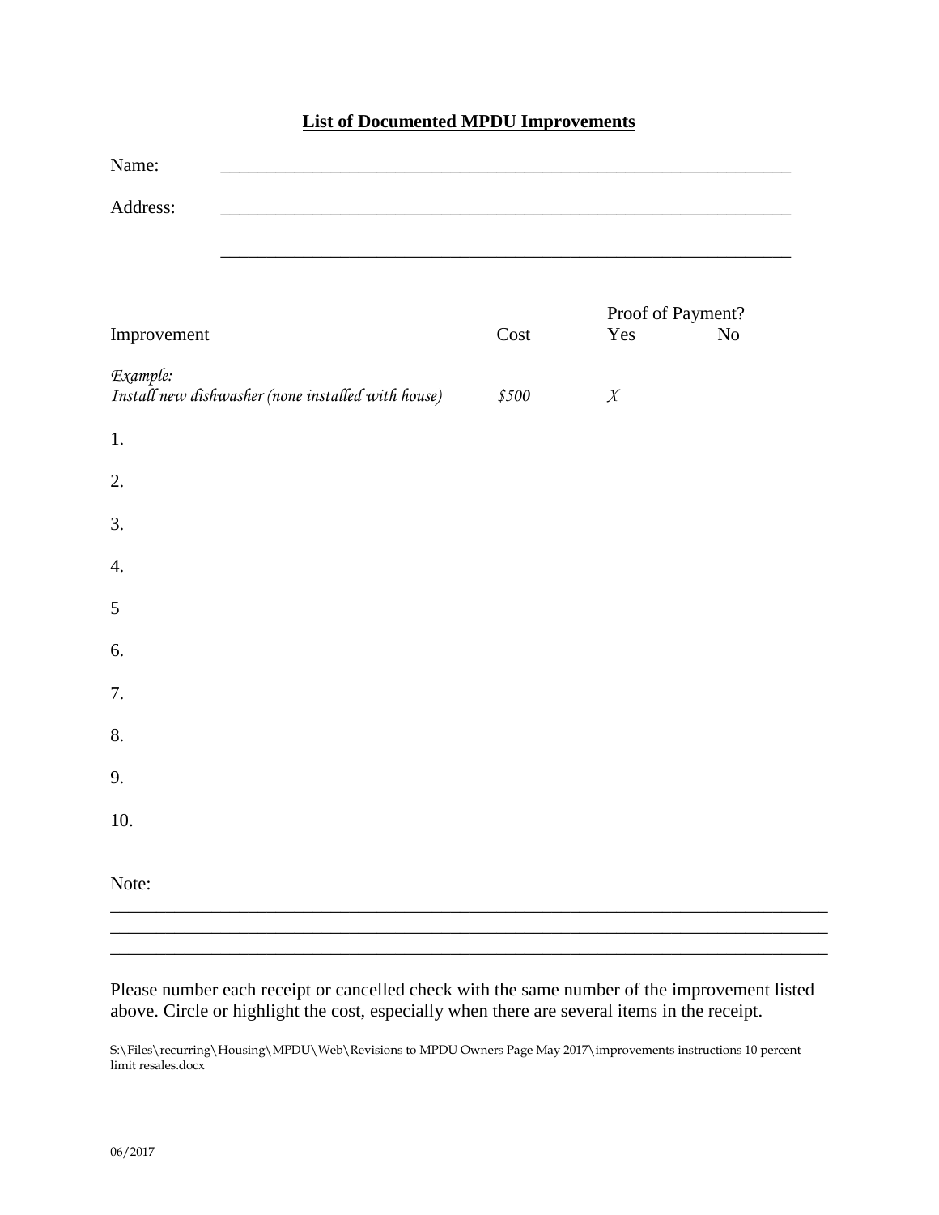# List of Documented MPDU Improvements

Name: ____________________________________________________________

Address: ____________________________________________________________

____________________________________________________________

| Improvement | Cost | Proof of Payment? Yes | No |
|---|---|---|---|
| *Example:* *Install new dishwasher (none installed with house)* | *$500* | *X* | |
| 1. | | | |
| 2. | | | |
| 3. | | | |
| 4. | | | |
| 5 | | | |
| 6. | | | |
| 7. | | | |
| 8. | | | |
| 9. | | | |
| 10. | | | |

Note:
________________________________________________________________________
________________________________________________________________________
________________________________________________________________________

Please number each receipt or cancelled check with the same number of the improvement listed above. Circle or highlight the cost, especially when there are several items in the receipt.

S:\Files\recurring\Housing\MPDU\Web\Revisions to MPDU Owners Page May 2017\improvements instructions 10 percent limit resales.docx

06/2017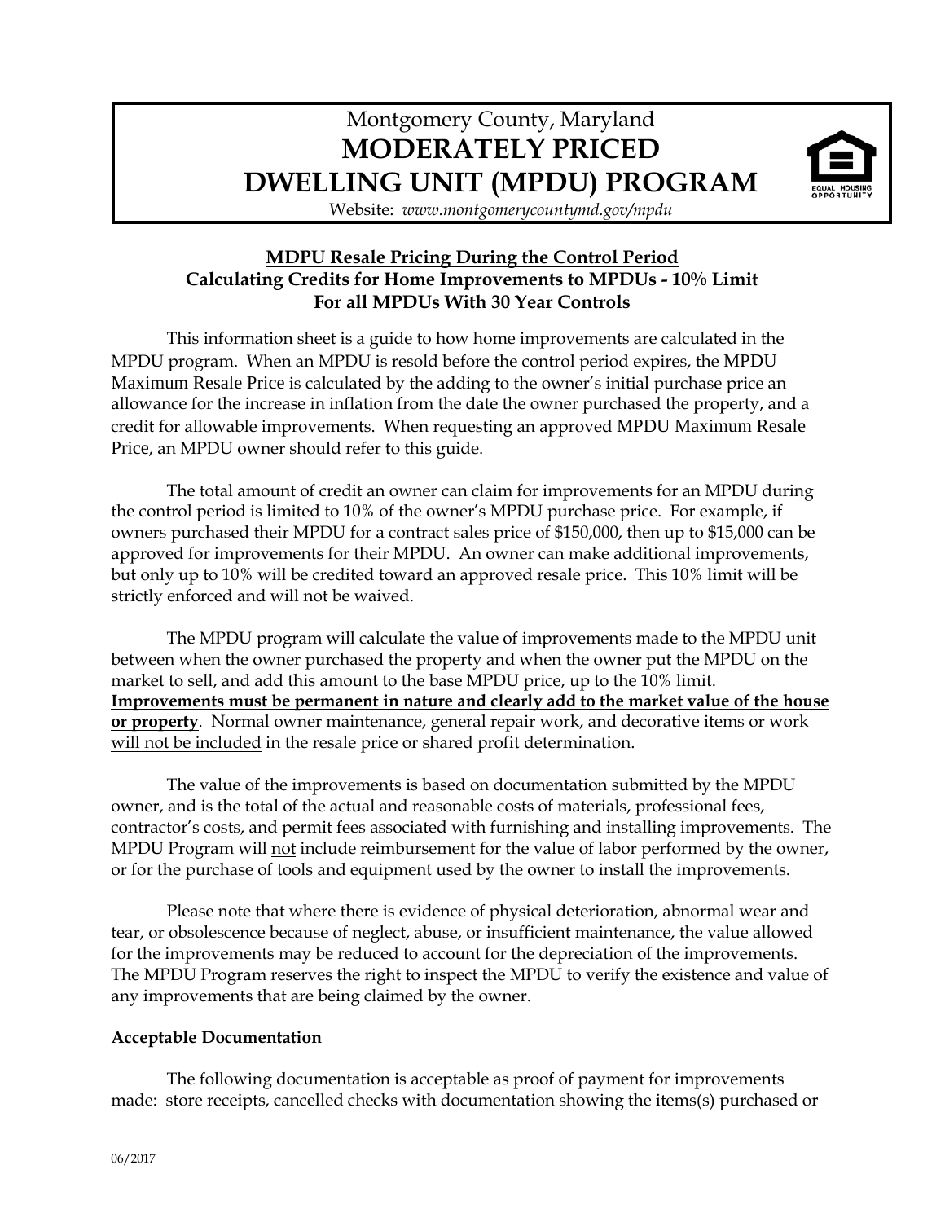Montgomery County, Maryland

# MODERATELY PRICED DWELLING UNIT (MPDU) PROGRAM

Website: *www.montgomerycountymd.gov/mpdu*

## MDPU Resale Pricing During the Control Period
## Calculating Credits for Home Improvements to MPDUs - 10% Limit
## For all MPDUs With 30 Year Controls

This information sheet is a guide to how home improvements are calculated in the MPDU program. When an MPDU is resold before the control period expires, the MPDU Maximum Resale Price is calculated by the adding to the owner's initial purchase price an allowance for the increase in inflation from the date the owner purchased the property, and a credit for allowable improvements. When requesting an approved MPDU Maximum Resale Price, an MPDU owner should refer to this guide.

The total amount of credit an owner can claim for improvements for an MPDU during the control period is limited to 10% of the owner's MPDU purchase price. For example, if owners purchased their MPDU for a contract sales price of $150,000, then up to $15,000 can be approved for improvements for their MPDU. An owner can make additional improvements, but only up to 10% will be credited toward an approved resale price. This 10% limit will be strictly enforced and will not be waived.

The MPDU program will calculate the value of improvements made to the MPDU unit between when the owner purchased the property and when the owner put the MPDU on the market to sell, and add this amount to the base MPDU price, up to the 10% limit. **Improvements must be permanent in nature and clearly add to the market value of the house or property**. Normal owner maintenance, general repair work, and decorative items or work will not be included in the resale price or shared profit determination.

The value of the improvements is based on documentation submitted by the MPDU owner, and is the total of the actual and reasonable costs of materials, professional fees, contractor's costs, and permit fees associated with furnishing and installing improvements. The MPDU Program will not include reimbursement for the value of labor performed by the owner, or for the purchase of tools and equipment used by the owner to install the improvements.

Please note that where there is evidence of physical deterioration, abnormal wear and tear, or obsolescence because of neglect, abuse, or insufficient maintenance, the value allowed for the improvements may be reduced to account for the depreciation of the improvements. The MPDU Program reserves the right to inspect the MPDU to verify the existence and value of any improvements that are being claimed by the owner.

### Acceptable Documentation

The following documentation is acceptable as proof of payment for improvements made: store receipts, cancelled checks with documentation showing the items(s) purchased or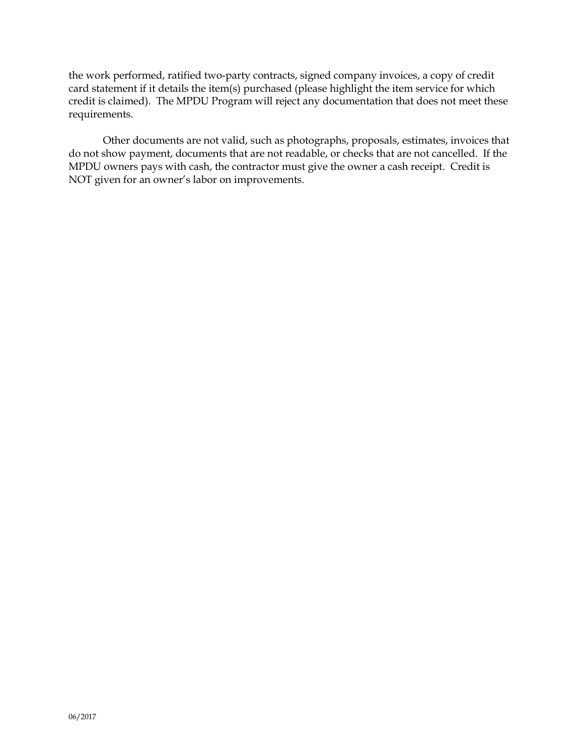the work performed, ratified two-party contracts, signed company invoices, a copy of credit card statement if it details the item(s) purchased (please highlight the item service for which credit is claimed). The MPDU Program will reject any documentation that does not meet these requirements.

Other documents are not valid, such as photographs, proposals, estimates, invoices that do not show payment, documents that are not readable, or checks that are not cancelled. If the MPDU owners pays with cash, the contractor must give the owner a cash receipt. Credit is NOT given for an owner's labor on improvements.

06/2017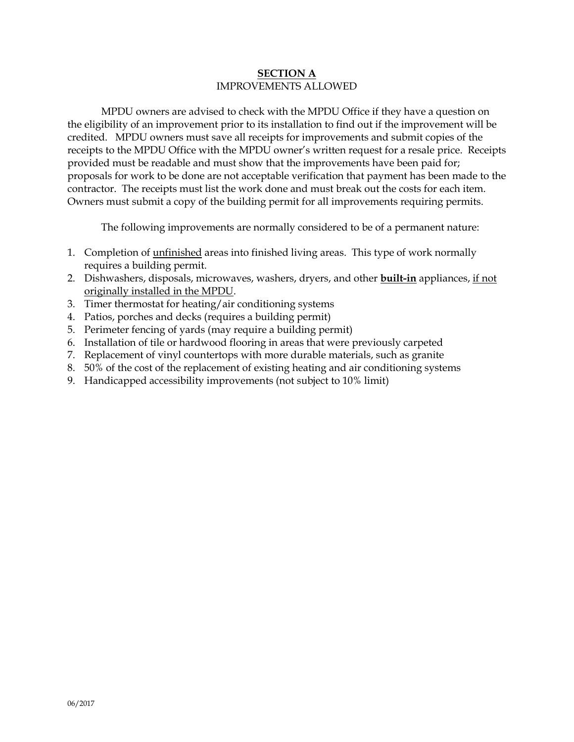## **SECTION A**

IMPROVEMENTS ALLOWED

MPDU owners are advised to check with the MPDU Office if they have a question on the eligibility of an improvement prior to its installation to find out if the improvement will be credited. MPDU owners must save all receipts for improvements and submit copies of the receipts to the MPDU Office with the MPDU owner's written request for a resale price. Receipts provided must be readable and must show that the improvements have been paid for; proposals for work to be done are not acceptable verification that payment has been made to the contractor. The receipts must list the work done and must break out the costs for each item. Owners must submit a copy of the building permit for all improvements requiring permits.

The following improvements are normally considered to be of a permanent nature:

1. Completion of unfinished areas into finished living areas. This type of work normally requires a building permit.
2. Dishwashers, disposals, microwaves, washers, dryers, and other **built-in** appliances, if not originally installed in the MPDU.
3. Timer thermostat for heating/air conditioning systems
4. Patios, porches and decks (requires a building permit)
5. Perimeter fencing of yards (may require a building permit)
6. Installation of tile or hardwood flooring in areas that were previously carpeted
7. Replacement of vinyl countertops with more durable materials, such as granite
8. 50% of the cost of the replacement of existing heating and air conditioning systems
9. Handicapped accessibility improvements (not subject to 10% limit)

06/2017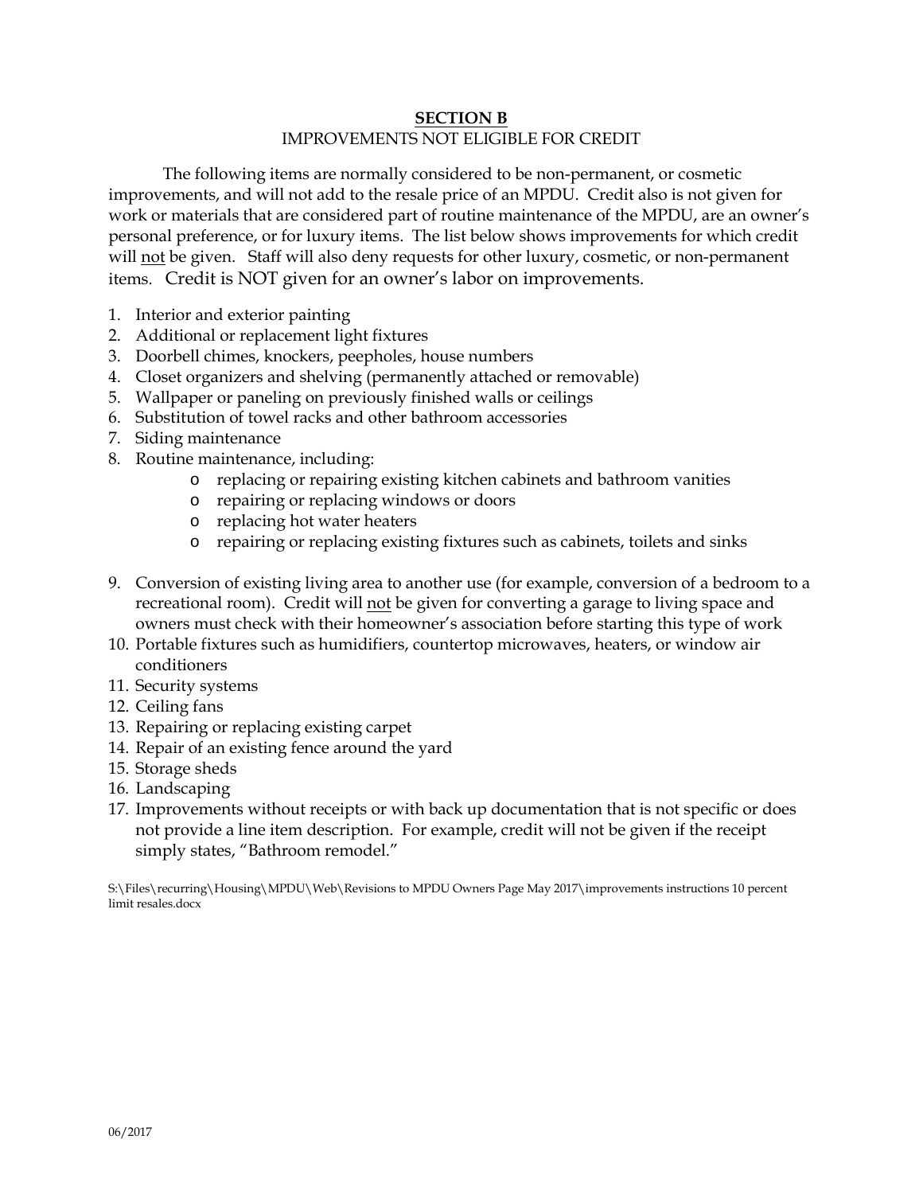## **SECTION B**

IMPROVEMENTS NOT ELIGIBLE FOR CREDIT

The following items are normally considered to be non-permanent, or cosmetic improvements, and will not add to the resale price of an MPDU. Credit also is not given for work or materials that are considered part of routine maintenance of the MPDU, are an owner's personal preference, or for luxury items. The list below shows improvements for which credit will <u>not</u> be given. Staff will also deny requests for other luxury, cosmetic, or non-permanent items. Credit is NOT given for an owner's labor on improvements.

1. Interior and exterior painting
2. Additional or replacement light fixtures
3. Doorbell chimes, knockers, peepholes, house numbers
4. Closet organizers and shelving (permanently attached or removable)
5. Wallpaper or paneling on previously finished walls or ceilings
6. Substitution of towel racks and other bathroom accessories
7. Siding maintenance
8. Routine maintenance, including:
   - replacing or repairing existing kitchen cabinets and bathroom vanities
   - repairing or replacing windows or doors
   - replacing hot water heaters
   - repairing or replacing existing fixtures such as cabinets, toilets and sinks
9. Conversion of existing living area to another use (for example, conversion of a bedroom to a recreational room). Credit will <u>not</u> be given for converting a garage to living space and owners must check with their homeowner's association before starting this type of work
10. Portable fixtures such as humidifiers, countertop microwaves, heaters, or window air conditioners
11. Security systems
12. Ceiling fans
13. Repairing or replacing existing carpet
14. Repair of an existing fence around the yard
15. Storage sheds
16. Landscaping
17. Improvements without receipts or with back up documentation that is not specific or does not provide a line item description. For example, credit will not be given if the receipt simply states, "Bathroom remodel."

S:\Files\recurring\Housing\MPDU\Web\Revisions to MPDU Owners Page May 2017\improvements instructions 10 percent limit resales.docx

06/2017